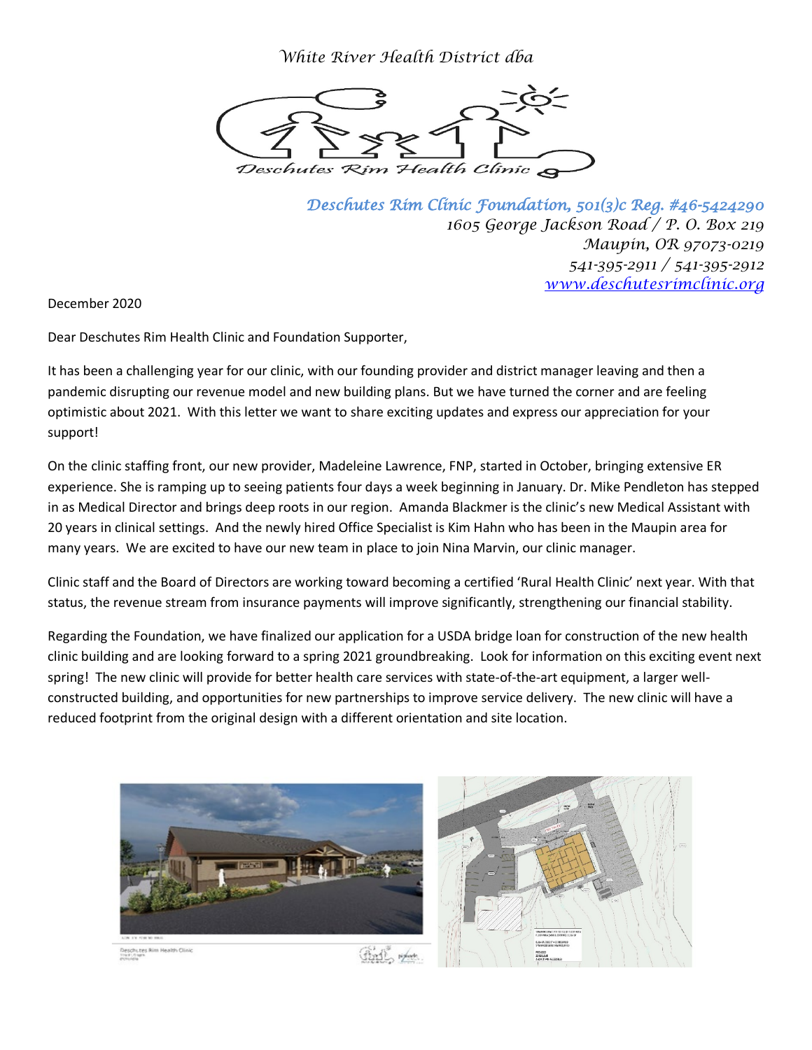*White River Health District dba*

*Deschutes Rim Health Clinic*

*Deschutes Rim Clinic Foundation, 501(3)c Reg. #46-5424290*
*1605 George Jackson Road / P. O. Box 219*
*Maupin, OR 97073-0219*
*541-395-2911 / 541-395-2912*
*www.deschutesrimclinic.org*

December 2020

Dear Deschutes Rim Health Clinic and Foundation Supporter,

It has been a challenging year for our clinic, with our founding provider and district manager leaving and then a pandemic disrupting our revenue model and new building plans. But we have turned the corner and are feeling optimistic about 2021. With this letter we want to share exciting updates and express our appreciation for your support!

On the clinic staffing front, our new provider, Madeleine Lawrence, FNP, started in October, bringing extensive ER experience. She is ramping up to seeing patients four days a week beginning in January. Dr. Mike Pendleton has stepped in as Medical Director and brings deep roots in our region. Amanda Blackmer is the clinic's new Medical Assistant with 20 years in clinical settings. And the newly hired Office Specialist is Kim Hahn who has been in the Maupin area for many years. We are excited to have our new team in place to join Nina Marvin, our clinic manager.

Clinic staff and the Board of Directors are working toward becoming a certified 'Rural Health Clinic' next year. With that status, the revenue stream from insurance payments will improve significantly, strengthening our financial stability.

Regarding the Foundation, we have finalized our application for a USDA bridge loan for construction of the new health clinic building and are looking forward to a spring 2021 groundbreaking. Look for information on this exciting event next spring! The new clinic will provide for better health care services with state-of-the-art equipment, a larger well-constructed building, and opportunities for new partnerships to improve service delivery. The new clinic will have a reduced footprint from the original design with a different orientation and site location.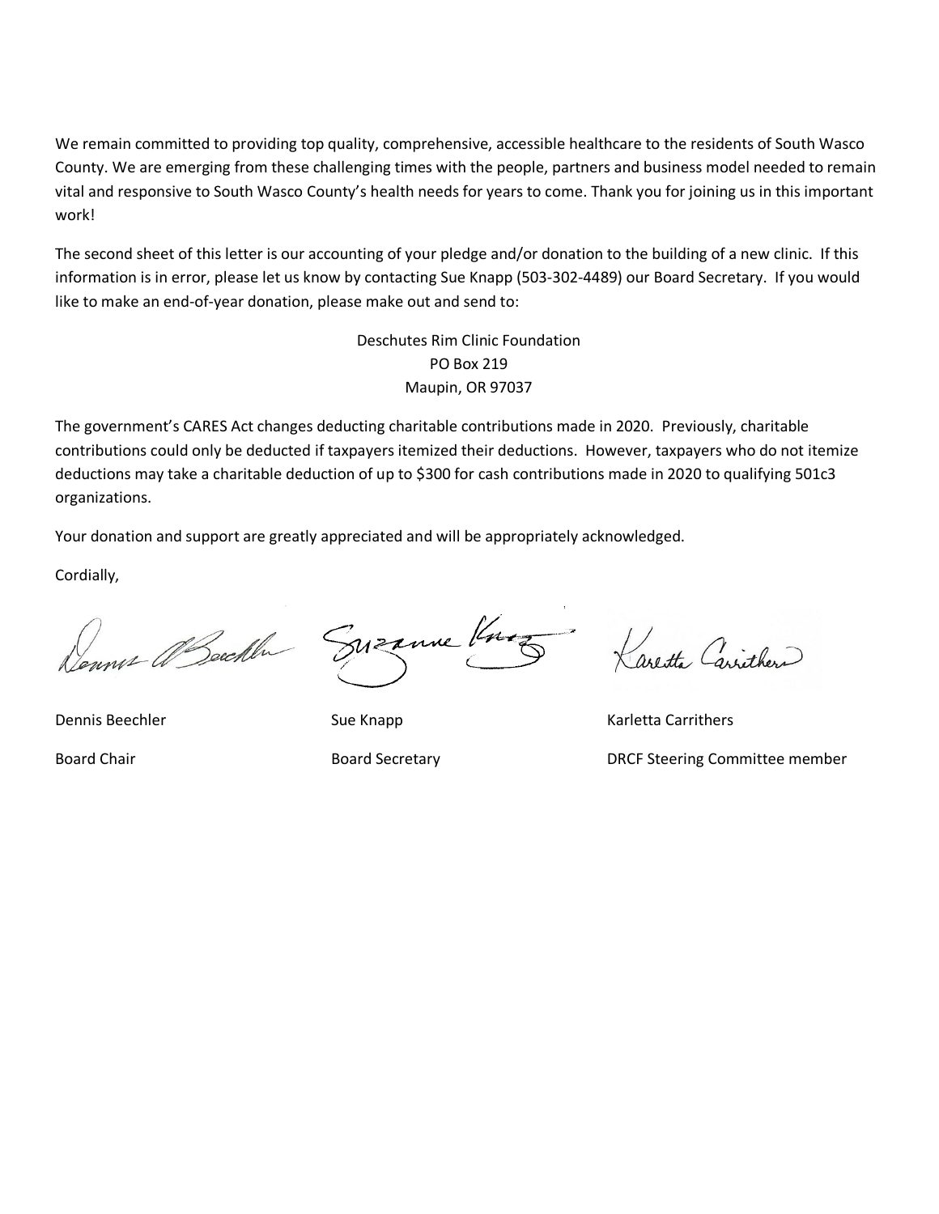We remain committed to providing top quality, comprehensive, accessible healthcare to the residents of South Wasco County. We are emerging from these challenging times with the people, partners and business model needed to remain vital and responsive to South Wasco County's health needs for years to come. Thank you for joining us in this important work!

The second sheet of this letter is our accounting of your pledge and/or donation to the building of a new clinic. If this information is in error, please let us know by contacting Sue Knapp (503-302-4489) our Board Secretary. If you would like to make an end-of-year donation, please make out and send to:

Deschutes Rim Clinic Foundation
PO Box 219
Maupin, OR 97037

The government's CARES Act changes deducting charitable contributions made in 2020. Previously, charitable contributions could only be deducted if taxpayers itemized their deductions. However, taxpayers who do not itemize deductions may take a charitable deduction of up to $300 for cash contributions made in 2020 to qualifying 501c3 organizations.

Your donation and support are greatly appreciated and will be appropriately acknowledged.

Cordially,

| | | |
|---|---|---|
| Dennis Beechler | Sue Knapp | Karletta Carrithers |
| Board Chair | Board Secretary | DRCF Steering Committee member |